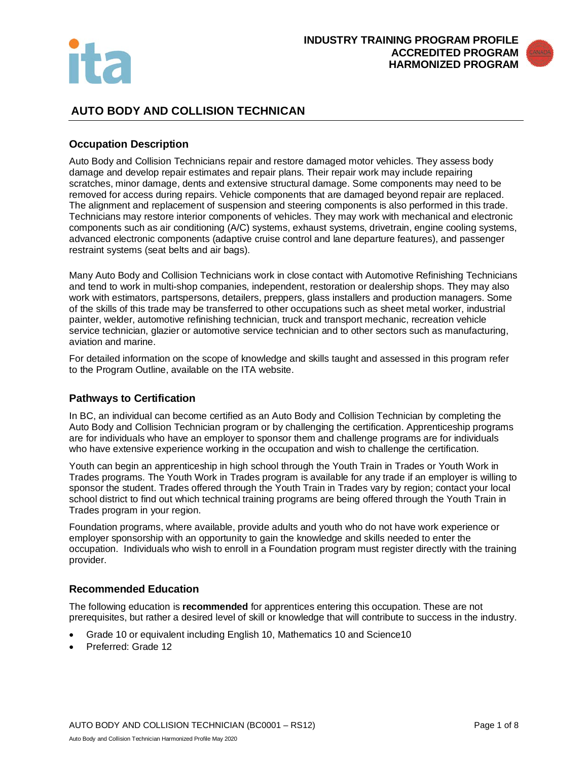INDUSTRY TRAINING PROGRAM PROFILE
ACCREDITED PROGRAM
HARMONIZED PROGRAM

# AUTO BODY AND COLLISION TECHNICAN

## Occupation Description

Auto Body and Collision Technicians repair and restore damaged motor vehicles. They assess body damage and develop repair estimates and repair plans. Their repair work may include repairing scratches, minor damage, dents and extensive structural damage. Some components may need to be removed for access during repairs. Vehicle components that are damaged beyond repair are replaced. The alignment and replacement of suspension and steering components is also performed in this trade. Technicians may restore interior components of vehicles. They may work with mechanical and electronic components such as air conditioning (A/C) systems, exhaust systems, drivetrain, engine cooling systems, advanced electronic components (adaptive cruise control and lane departure features), and passenger restraint systems (seat belts and air bags).

Many Auto Body and Collision Technicians work in close contact with Automotive Refinishing Technicians and tend to work in multi-shop companies, independent, restoration or dealership shops. They may also work with estimators, partspersons, detailers, preppers, glass installers and production managers. Some of the skills of this trade may be transferred to other occupations such as sheet metal worker, industrial painter, welder, automotive refinishing technician, truck and transport mechanic, recreation vehicle service technician, glazier or automotive service technician and to other sectors such as manufacturing, aviation and marine.

For detailed information on the scope of knowledge and skills taught and assessed in this program refer to the Program Outline, available on the ITA website.

## Pathways to Certification

In BC, an individual can become certified as an Auto Body and Collision Technician by completing the Auto Body and Collision Technician program or by challenging the certification. Apprenticeship programs are for individuals who have an employer to sponsor them and challenge programs are for individuals who have extensive experience working in the occupation and wish to challenge the certification.

Youth can begin an apprenticeship in high school through the Youth Train in Trades or Youth Work in Trades programs. The Youth Work in Trades program is available for any trade if an employer is willing to sponsor the student. Trades offered through the Youth Train in Trades vary by region; contact your local school district to find out which technical training programs are being offered through the Youth Train in Trades program in your region.

Foundation programs, where available, provide adults and youth who do not have work experience or employer sponsorship with an opportunity to gain the knowledge and skills needed to enter the occupation. Individuals who wish to enroll in a Foundation program must register directly with the training provider.

## Recommended Education

The following education is **recommended** for apprentices entering this occupation. These are not prerequisites, but rather a desired level of skill or knowledge that will contribute to success in the industry.

- Grade 10 or equivalent including English 10, Mathematics 10 and Science10
- Preferred: Grade 12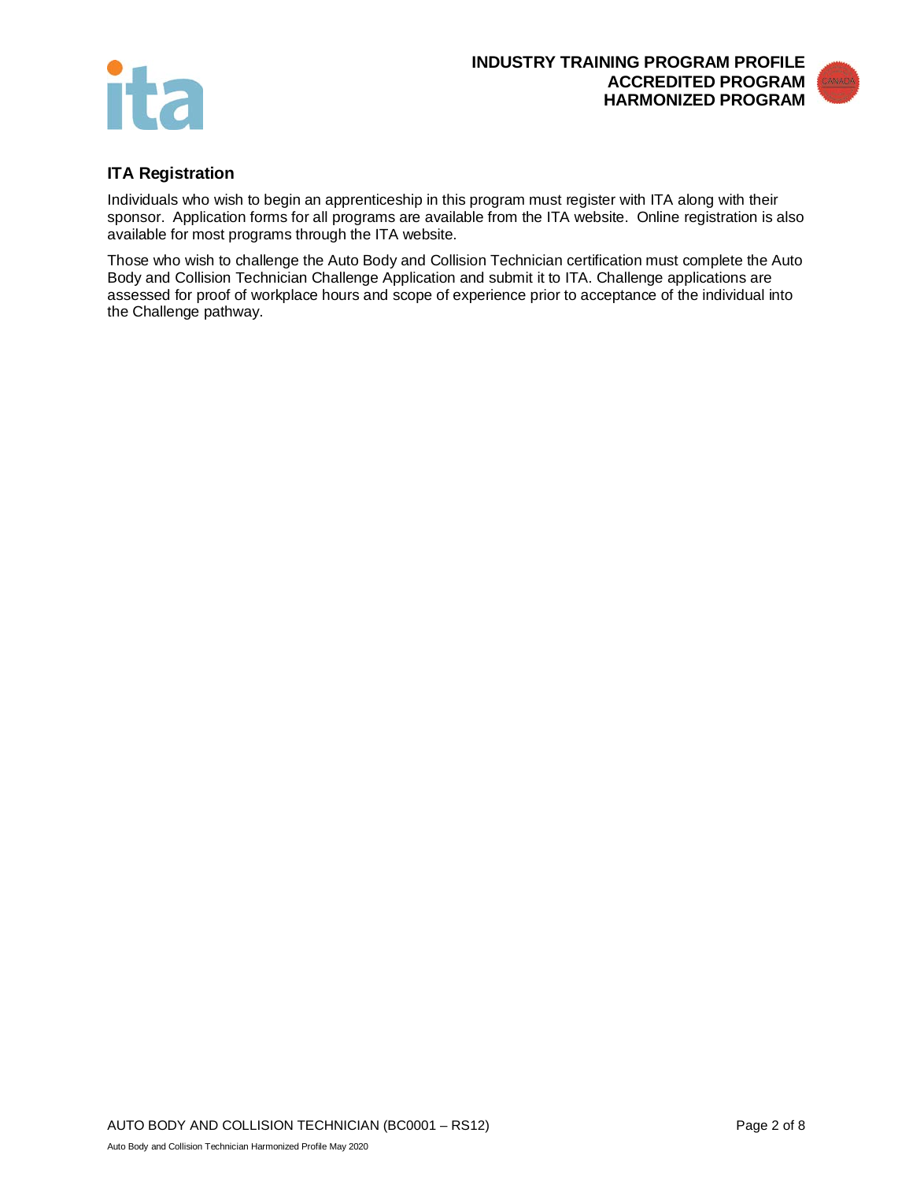## ITA Registration

Individuals who wish to begin an apprenticeship in this program must register with ITA along with their sponsor. Application forms for all programs are available from the ITA website. Online registration is also available for most programs through the ITA website.

Those who wish to challenge the Auto Body and Collision Technician certification must complete the Auto Body and Collision Technician Challenge Application and submit it to ITA. Challenge applications are assessed for proof of workplace hours and scope of experience prior to acceptance of the individual into the Challenge pathway.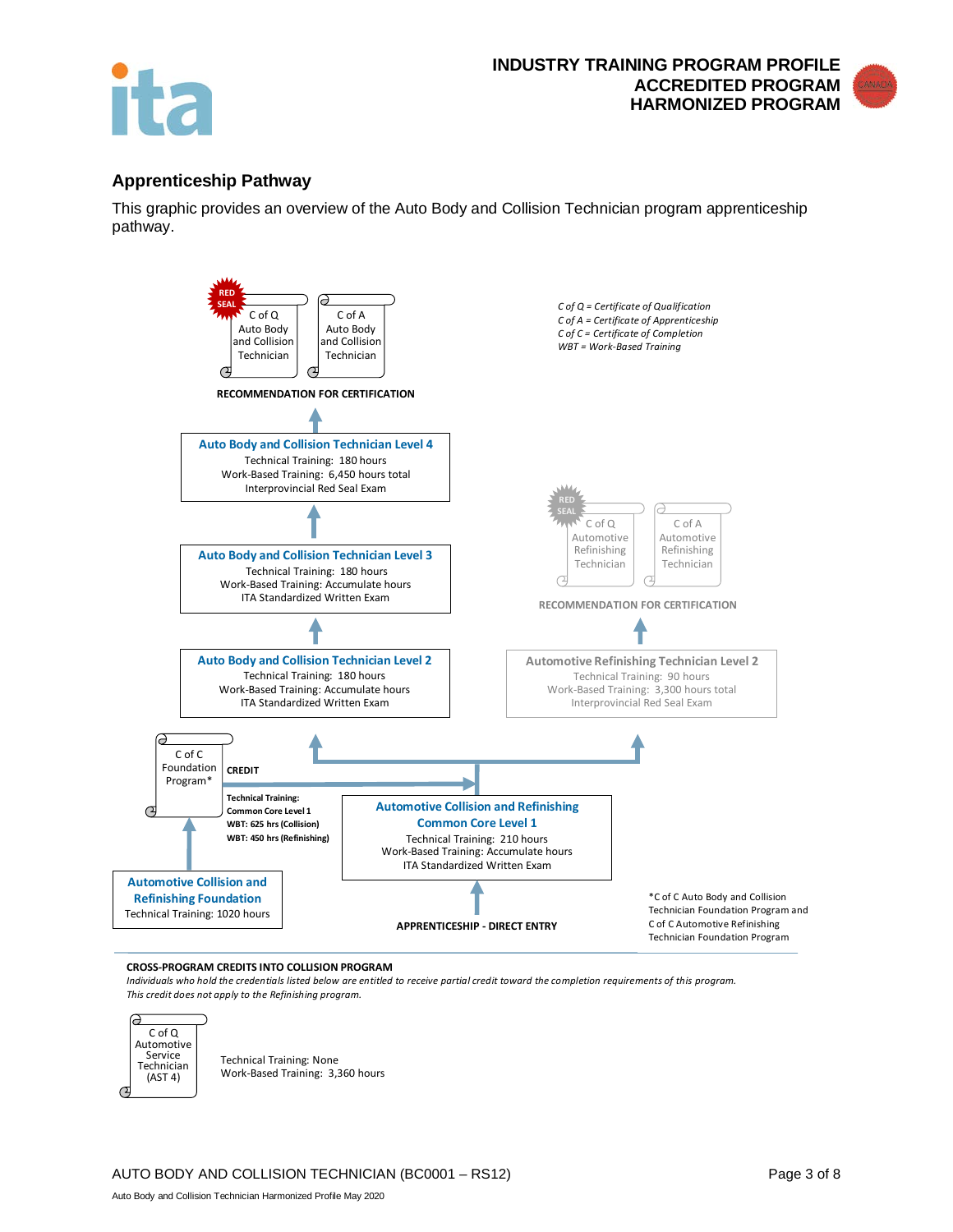## Apprenticeship Pathway

This graphic provides an overview of the Auto Body and Collision Technician program apprenticeship pathway.

RED SEAL
C of Q
Auto Body and Collision Technician

C of A
Auto Body and Collision Technician

RECOMMENDATION FOR CERTIFICATION

*C of Q = Certificate of Qualification*
*C of A = Certificate of Apprenticeship*
*C of C = Certificate of Completion*
*WBT = Work-Based Training*

**Auto Body and Collision Technician Level 4**
Technical Training: 180 hours
Work-Based Training: 6,450 hours total
Interprovincial Red Seal Exam

RED SEAL
C of Q
Automotive Refinishing Technician

C of A
Automotive Refinishing Technician

RECOMMENDATION FOR CERTIFICATION

**Auto Body and Collision Technician Level 3**
Technical Training: 180 hours
Work-Based Training: Accumulate hours
ITA Standardized Written Exam

**Auto Body and Collision Technician Level 2**
Technical Training: 180 hours
Work-Based Training: Accumulate hours
ITA Standardized Written Exam

**Automotive Refinishing Technician Level 2**
Technical Training: 90 hours
Work-Based Training: 3,300 hours total
Interprovincial Red Seal Exam

C of C
Foundation Program*

CREDIT

**Technical Training: Common Core Level 1**
**WBT: 625 hrs (Collision)**
**WBT: 450 hrs (Refinishing)**

**Automotive Collision and Refinishing Common Core Level 1**
Technical Training: 210 hours
Work-Based Training: Accumulate hours
ITA Standardized Written Exam

**Automotive Collision and Refinishing Foundation**
Technical Training: 1020 hours

APPRENTICESHIP - DIRECT ENTRY

*C of C Auto Body and Collision Technician Foundation Program and C of C Automotive Refinishing Technician Foundation Program

**CROSS-PROGRAM CREDITS INTO COLLISION PROGRAM**

*Individuals who hold the credentials listed below are entitled to receive partial credit toward the completion requirements of this program. This credit does not apply to the Refinishing program.*

C of Q
Automotive Service Technician
(AST 4)

Technical Training: None
Work-Based Training: 3,360 hours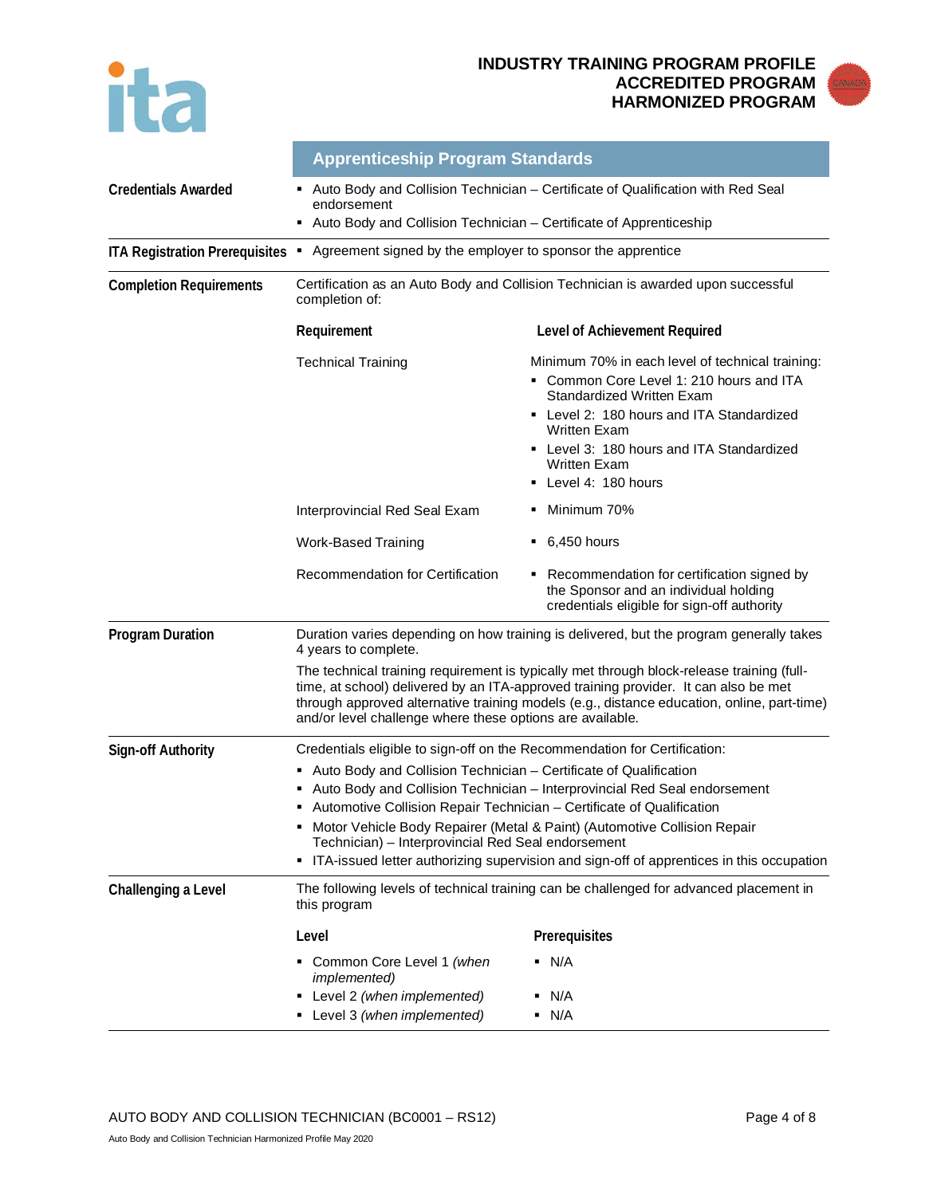**INDUSTRY TRAINING PROGRAM PROFILE**
**ACCREDITED PROGRAM**
**HARMONIZED PROGRAM**

## Apprenticeship Program Standards

**Credentials Awarded**

- Auto Body and Collision Technician – Certificate of Qualification with Red Seal endorsement
- Auto Body and Collision Technician – Certificate of Apprenticeship

**ITA Registration Prerequisites**

- Agreement signed by the employer to sponsor the apprentice

**Completion Requirements**

Certification as an Auto Body and Collision Technician is awarded upon successful completion of:

| Requirement | Level of Achievement Required |
|---|---|
| Technical Training | Minimum 70% in each level of technical training:<br>▪ Common Core Level 1: 210 hours and ITA Standardized Written Exam<br>▪ Level 2: 180 hours and ITA Standardized Written Exam<br>▪ Level 3: 180 hours and ITA Standardized Written Exam<br>▪ Level 4: 180 hours |
| Interprovincial Red Seal Exam | ▪ Minimum 70% |
| Work-Based Training | ▪ 6,450 hours |
| Recommendation for Certification | ▪ Recommendation for certification signed by the Sponsor and an individual holding credentials eligible for sign-off authority |

**Program Duration**

Duration varies depending on how training is delivered, but the program generally takes 4 years to complete.

The technical training requirement is typically met through block-release training (full-time, at school) delivered by an ITA-approved training provider. It can also be met through approved alternative training models (e.g., distance education, online, part-time) and/or level challenge where these options are available.

**Sign-off Authority**

Credentials eligible to sign-off on the Recommendation for Certification:

- Auto Body and Collision Technician – Certificate of Qualification
- Auto Body and Collision Technician – Interprovincial Red Seal endorsement
- Automotive Collision Repair Technician – Certificate of Qualification
- Motor Vehicle Body Repairer (Metal & Paint) (Automotive Collision Repair Technician) – Interprovincial Red Seal endorsement
- ITA-issued letter authorizing supervision and sign-off of apprentices in this occupation

**Challenging a Level**

The following levels of technical training can be challenged for advanced placement in this program

| Level | Prerequisites |
|---|---|
| ▪ Common Core Level 1 *(when implemented)* | ▪ N/A |
| ▪ Level 2 *(when implemented)* | ▪ N/A |
| ▪ Level 3 *(when implemented)* | ▪ N/A |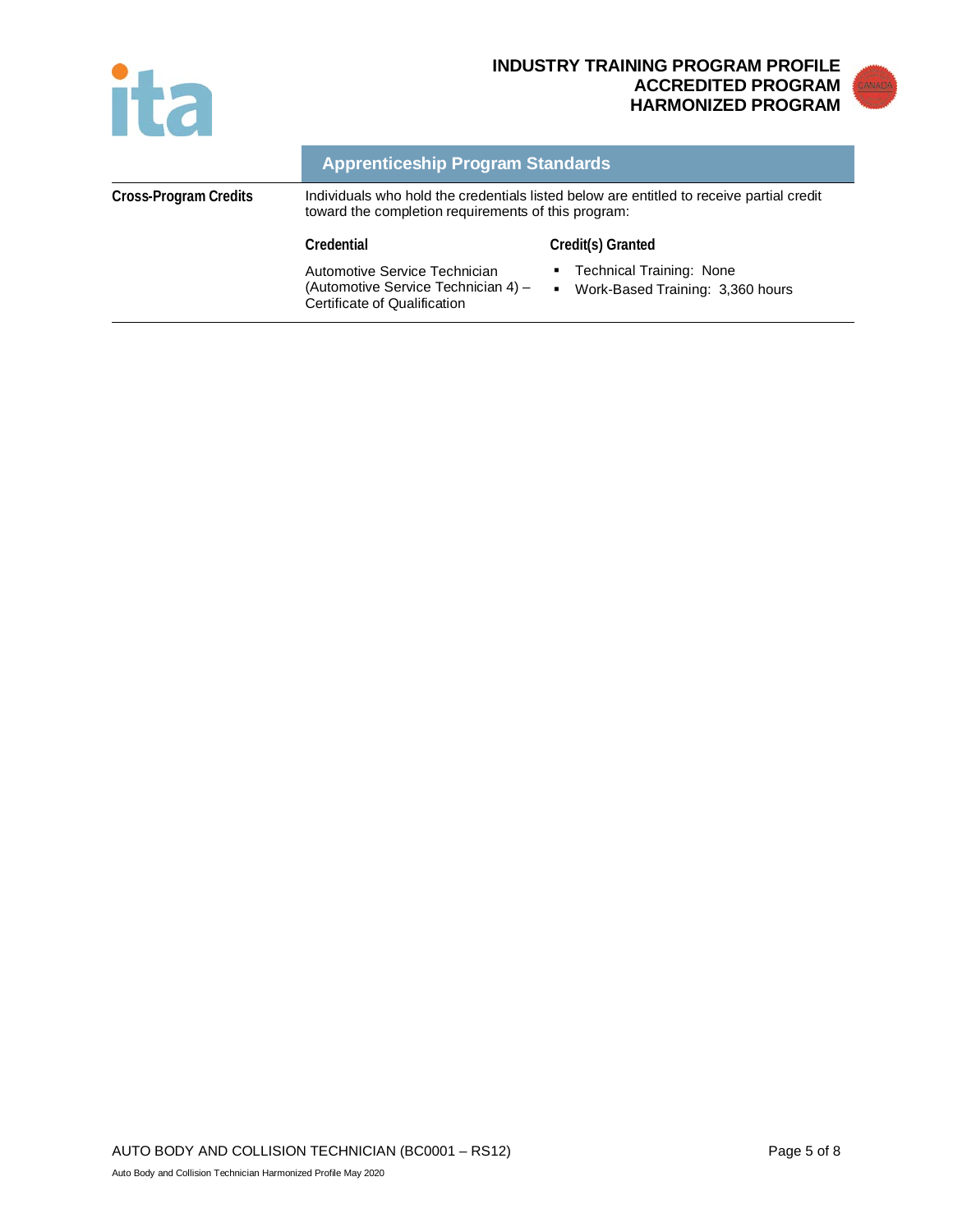## Apprenticeship Program Standards

**Cross-Program Credits**

Individuals who hold the credentials listed below are entitled to receive partial credit toward the completion requirements of this program:

| Credential | Credit(s) Granted |
|---|---|
| Automotive Service Technician (Automotive Service Technician 4) – Certificate of Qualification | ▪ Technical Training: None<br>▪ Work-Based Training: 3,360 hours |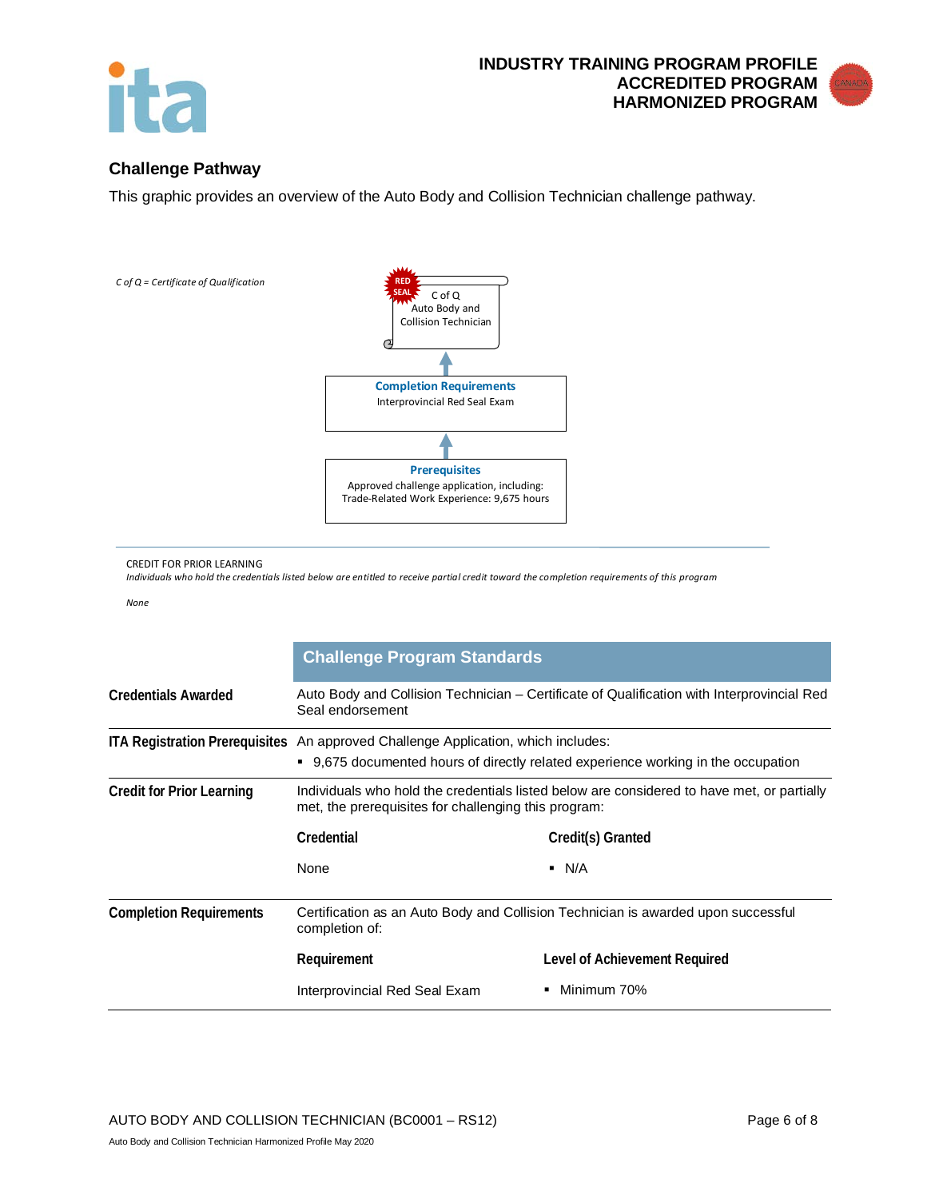## Challenge Pathway

This graphic provides an overview of the Auto Body and Collision Technician challenge pathway.

*C of Q = Certificate of Qualification*

RED SEAL
C of Q
Auto Body and Collision Technician

↑

**Completion Requirements**
Interprovincial Red Seal Exam

↑

**Prerequisites**
Approved challenge application, including:
Trade-Related Work Experience: 9,675 hours

CREDIT FOR PRIOR LEARNING
*Individuals who hold the credentials listed below are entitled to receive partial credit toward the completion requirements of this program*

*None*

| | Challenge Program Standards | |
|---|---|---|
| **Credentials Awarded** | Auto Body and Collision Technician – Certificate of Qualification with Interprovincial Red Seal endorsement | |
| **ITA Registration Prerequisites** | An approved Challenge Application, which includes:<br>▪ 9,675 documented hours of directly related experience working in the occupation | |
| **Credit for Prior Learning** | Individuals who hold the credentials listed below are considered to have met, or partially met, the prerequisites for challenging this program: | |
| | **Credential** | **Credit(s) Granted** |
| | None | ▪ N/A |
| **Completion Requirements** | Certification as an Auto Body and Collision Technician is awarded upon successful completion of: | |
| | **Requirement** | **Level of Achievement Required** |
| | Interprovincial Red Seal Exam | ▪ Minimum 70% |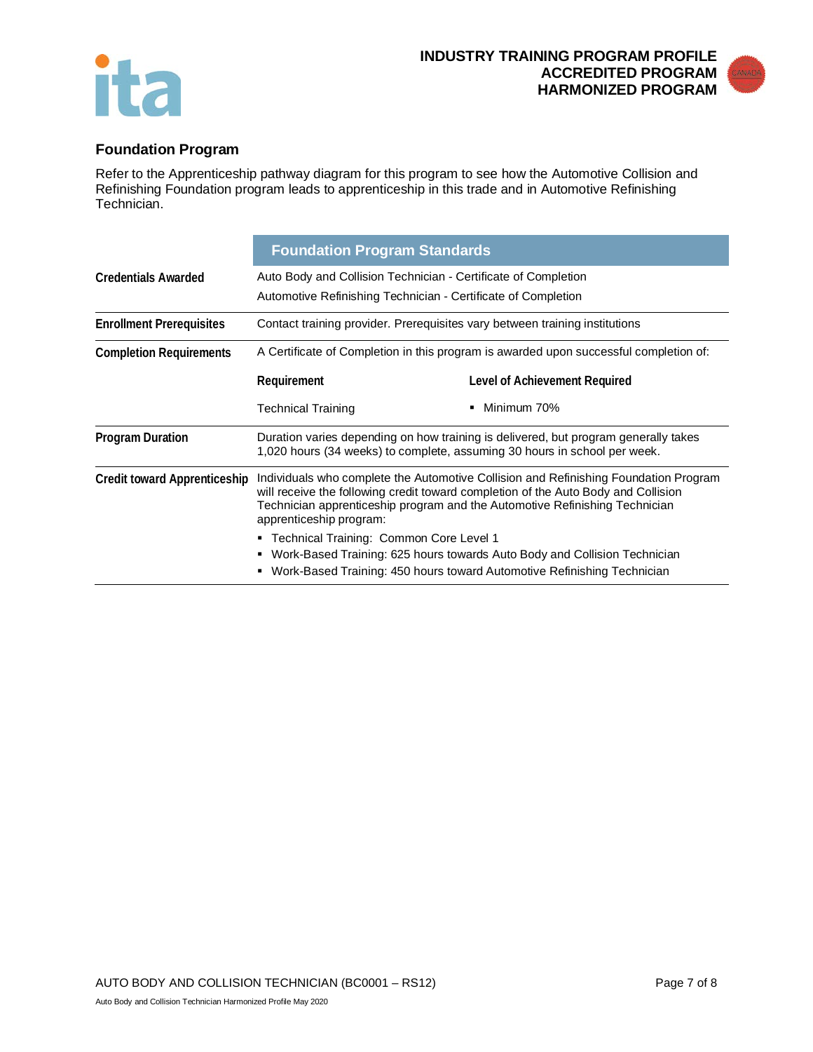## Foundation Program

Refer to the Apprenticeship pathway diagram for this program to see how the Automotive Collision and Refinishing Foundation program leads to apprenticeship in this trade and in Automotive Refinishing Technician.

| | Foundation Program Standards | |
|---|---|---|
| **Credentials Awarded** | Auto Body and Collision Technician - Certificate of Completion<br>Automotive Refinishing Technician - Certificate of Completion | |
| **Enrollment Prerequisites** | Contact training provider. Prerequisites vary between training institutions | |
| **Completion Requirements** | A Certificate of Completion in this program is awarded upon successful completion of: | |
| | **Requirement** | **Level of Achievement Required** |
| | Technical Training | ▪ Minimum 70% |
| **Program Duration** | Duration varies depending on how training is delivered, but program generally takes 1,020 hours (34 weeks) to complete, assuming 30 hours in school per week. | |
| **Credit toward Apprenticeship** | Individuals who complete the Automotive Collision and Refinishing Foundation Program will receive the following credit toward completion of the Auto Body and Collision Technician apprenticeship program and the Automotive Refinishing Technician apprenticeship program:<br>▪ Technical Training: Common Core Level 1<br>▪ Work-Based Training: 625 hours towards Auto Body and Collision Technician<br>▪ Work-Based Training: 450 hours toward Automotive Refinishing Technician | |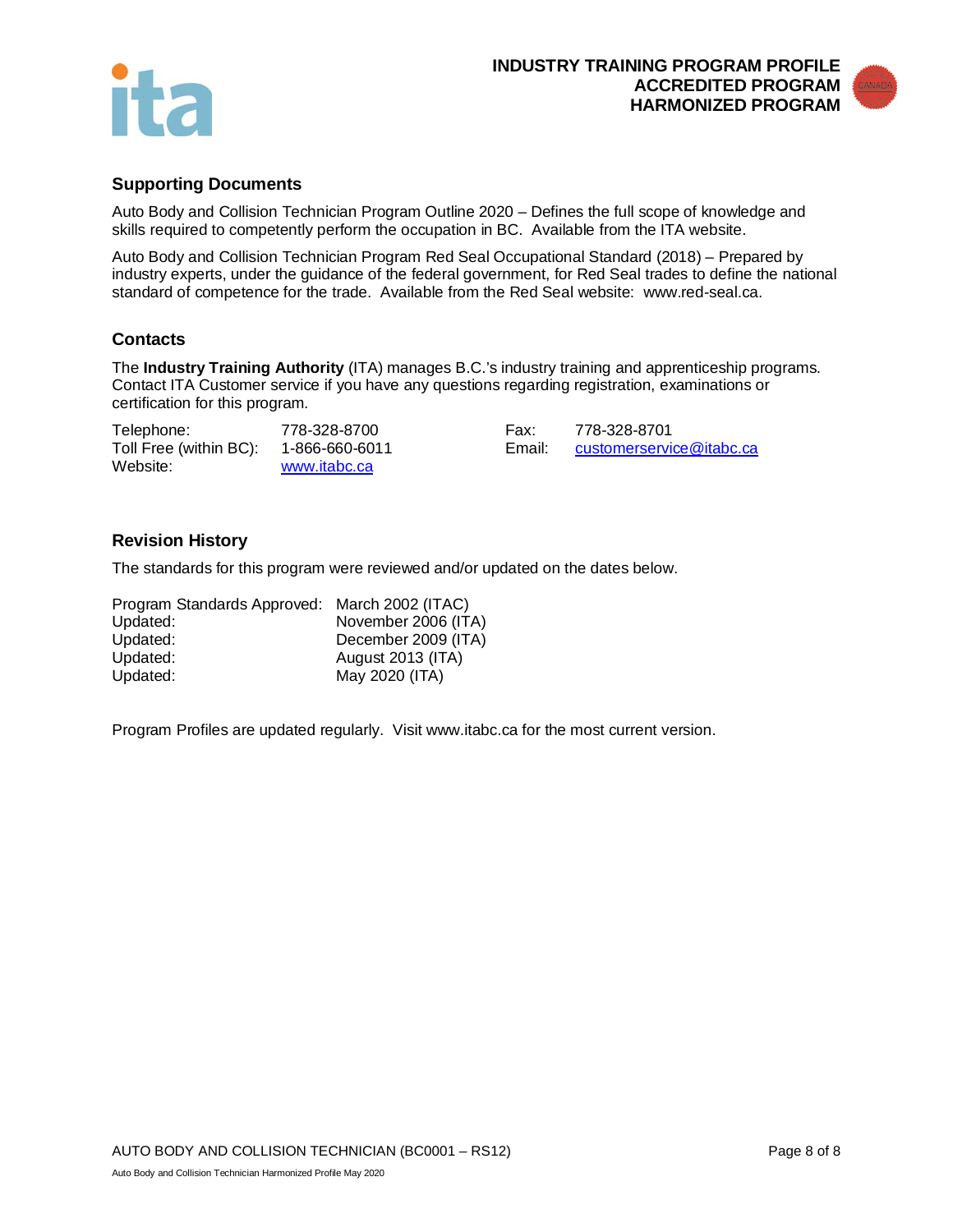## Supporting Documents

Auto Body and Collision Technician Program Outline 2020 – Defines the full scope of knowledge and skills required to competently perform the occupation in BC. Available from the ITA website.

Auto Body and Collision Technician Program Red Seal Occupational Standard (2018) – Prepared by industry experts, under the guidance of the federal government, for Red Seal trades to define the national standard of competence for the trade. Available from the Red Seal website: www.red-seal.ca.

## Contacts

The **Industry Training Authority** (ITA) manages B.C.'s industry training and apprenticeship programs. Contact ITA Customer service if you have any questions regarding registration, examinations or certification for this program.

| | | | |
|---|---|---|---|
| Telephone: | 778-328-8700 | Fax: | 778-328-8701 |
| Toll Free (within BC): | 1-866-660-6011 | Email: | customerservice@itabc.ca |
| Website: | www.itabc.ca | | |

## Revision History

The standards for this program were reviewed and/or updated on the dates below.

| | |
|---|---|
| Program Standards Approved: | March 2002 (ITAC) |
| Updated: | November 2006 (ITA) |
| Updated: | December 2009 (ITA) |
| Updated: | August 2013 (ITA) |
| Updated: | May 2020 (ITA) |

Program Profiles are updated regularly. Visit www.itabc.ca for the most current version.